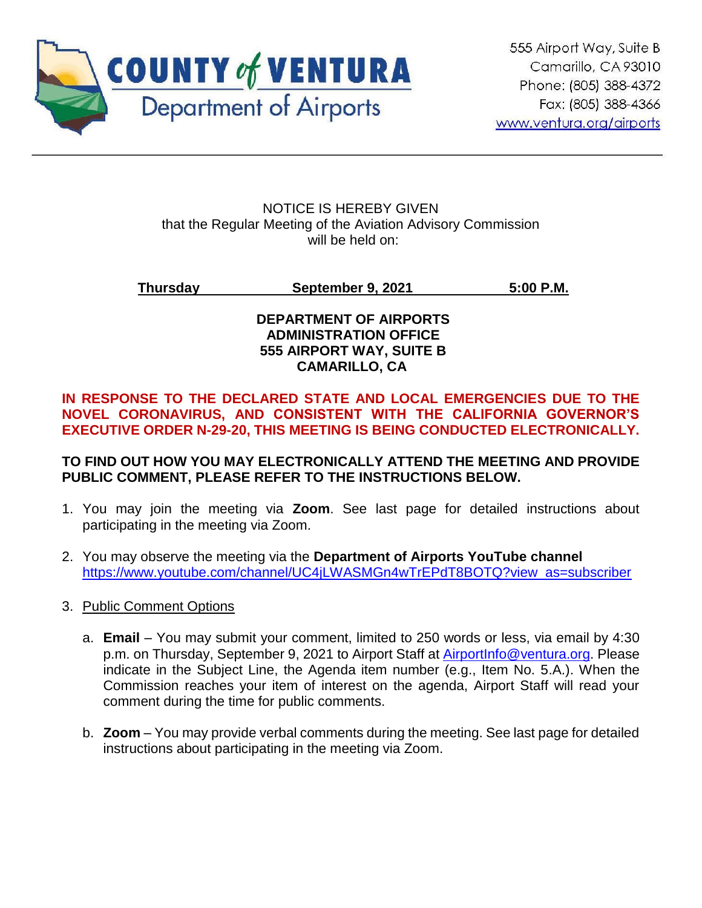**COUNTY of VENTURA**
Department of Airports

555 Airport Way, Suite B
Camarillo, CA 93010
Phone: (805) 388-4372
Fax: (805) 388-4366
www.ventura.org/airports

---

NOTICE IS HEREBY GIVEN
that the Regular Meeting of the Aviation Advisory Commission
will be held on:

**Thursday September 9, 2021 5:00 P.M.**

**DEPARTMENT OF AIRPORTS
ADMINISTRATION OFFICE
555 AIRPORT WAY, SUITE B
CAMARILLO, CA**

**IN RESPONSE TO THE DECLARED STATE AND LOCAL EMERGENCIES DUE TO THE NOVEL CORONAVIRUS, AND CONSISTENT WITH THE CALIFORNIA GOVERNOR'S EXECUTIVE ORDER N-29-20, THIS MEETING IS BEING CONDUCTED ELECTRONICALLY.**

**TO FIND OUT HOW YOU MAY ELECTRONICALLY ATTEND THE MEETING AND PROVIDE PUBLIC COMMENT, PLEASE REFER TO THE INSTRUCTIONS BELOW.**

1. You may join the meeting via **Zoom**. See last page for detailed instructions about participating in the meeting via Zoom.

2. You may observe the meeting via the **Department of Airports YouTube channel** https://www.youtube.com/channel/UC4jLWASMGn4wTrEPdT8BOTQ?view_as=subscriber

3. Public Comment Options

   a. **Email** – You may submit your comment, limited to 250 words or less, via email by 4:30 p.m. on Thursday, September 9, 2021 to Airport Staff at AirportInfo@ventura.org. Please indicate in the Subject Line, the Agenda item number (e.g., Item No. 5.A.). When the Commission reaches your item of interest on the agenda, Airport Staff will read your comment during the time for public comments.

   b. **Zoom** – You may provide verbal comments during the meeting. See last page for detailed instructions about participating in the meeting via Zoom.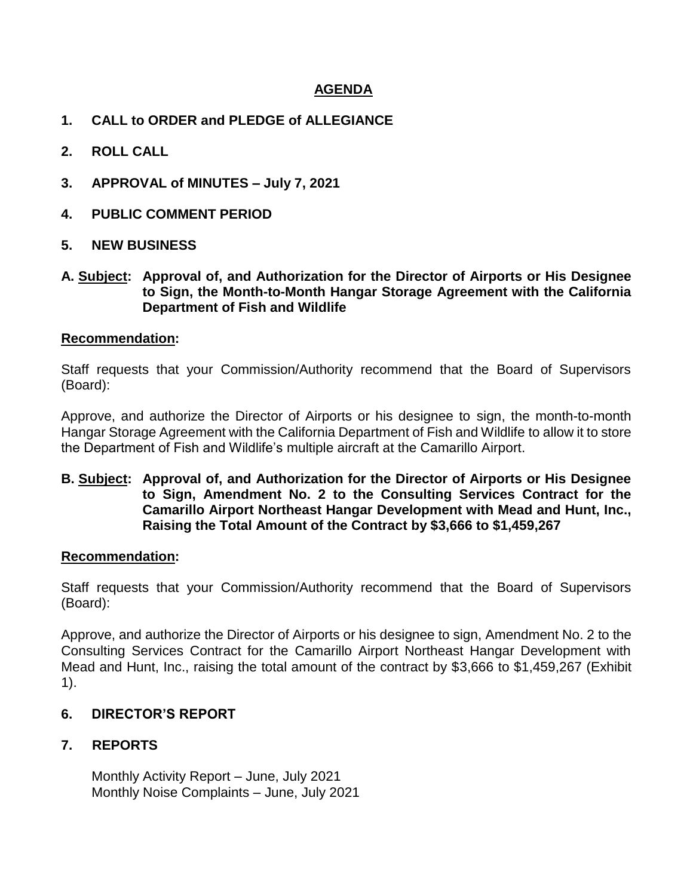# AGENDA

**1. CALL to ORDER and PLEDGE of ALLEGIANCE**

**2. ROLL CALL**

**3. APPROVAL of MINUTES – July 7, 2021**

**4. PUBLIC COMMENT PERIOD**

**5. NEW BUSINESS**

**A. Subject: Approval of, and Authorization for the Director of Airports or His Designee to Sign, the Month-to-Month Hangar Storage Agreement with the California Department of Fish and Wildlife**

**Recommendation:**

Staff requests that your Commission/Authority recommend that the Board of Supervisors (Board):

Approve, and authorize the Director of Airports or his designee to sign, the month-to-month Hangar Storage Agreement with the California Department of Fish and Wildlife to allow it to store the Department of Fish and Wildlife's multiple aircraft at the Camarillo Airport.

**B. Subject: Approval of, and Authorization for the Director of Airports or His Designee to Sign, Amendment No. 2 to the Consulting Services Contract for the Camarillo Airport Northeast Hangar Development with Mead and Hunt, Inc., Raising the Total Amount of the Contract by $3,666 to $1,459,267**

**Recommendation:**

Staff requests that your Commission/Authority recommend that the Board of Supervisors (Board):

Approve, and authorize the Director of Airports or his designee to sign, Amendment No. 2 to the Consulting Services Contract for the Camarillo Airport Northeast Hangar Development with Mead and Hunt, Inc., raising the total amount of the contract by $3,666 to $1,459,267 (Exhibit 1).

**6. DIRECTOR'S REPORT**

**7. REPORTS**

Monthly Activity Report – June, July 2021
Monthly Noise Complaints – June, July 2021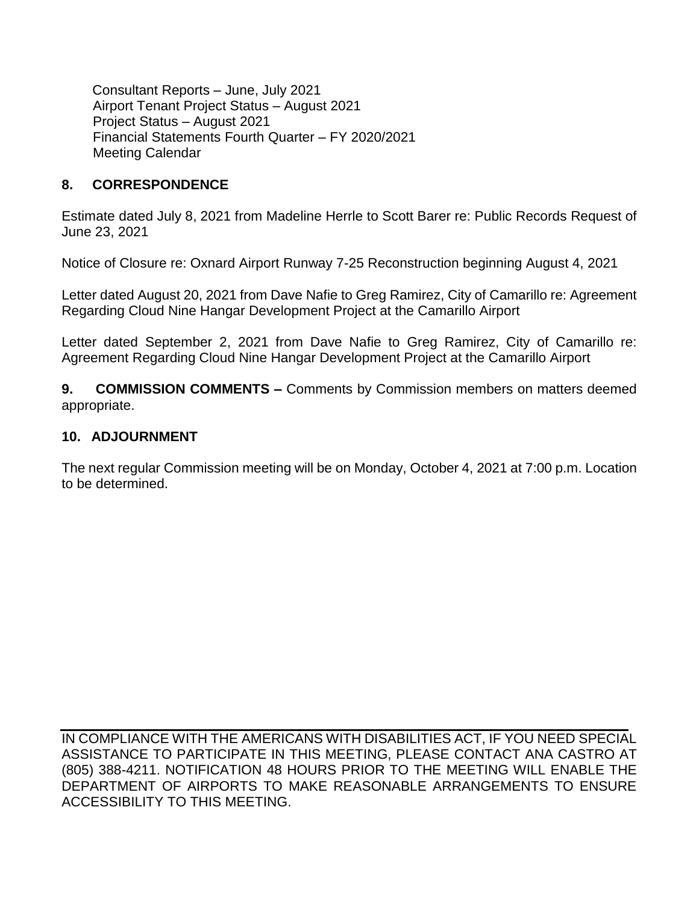Consultant Reports – June, July 2021
Airport Tenant Project Status – August 2021
Project Status – August 2021
Financial Statements Fourth Quarter – FY 2020/2021
Meeting Calendar

## 8. CORRESPONDENCE

Estimate dated July 8, 2021 from Madeline Herrle to Scott Barer re: Public Records Request of June 23, 2021

Notice of Closure re: Oxnard Airport Runway 7-25 Reconstruction beginning August 4, 2021

Letter dated August 20, 2021 from Dave Nafie to Greg Ramirez, City of Camarillo re: Agreement Regarding Cloud Nine Hangar Development Project at the Camarillo Airport

Letter dated September 2, 2021 from Dave Nafie to Greg Ramirez, City of Camarillo re: Agreement Regarding Cloud Nine Hangar Development Project at the Camarillo Airport

**9. COMMISSION COMMENTS –** Comments by Commission members on matters deemed appropriate.

## 10. ADJOURNMENT

The next regular Commission meeting will be on Monday, October 4, 2021 at 7:00 p.m. Location to be determined.

---

IN COMPLIANCE WITH THE AMERICANS WITH DISABILITIES ACT, IF YOU NEED SPECIAL ASSISTANCE TO PARTICIPATE IN THIS MEETING, PLEASE CONTACT ANA CASTRO AT (805) 388-4211. NOTIFICATION 48 HOURS PRIOR TO THE MEETING WILL ENABLE THE DEPARTMENT OF AIRPORTS TO MAKE REASONABLE ARRANGEMENTS TO ENSURE ACCESSIBILITY TO THIS MEETING.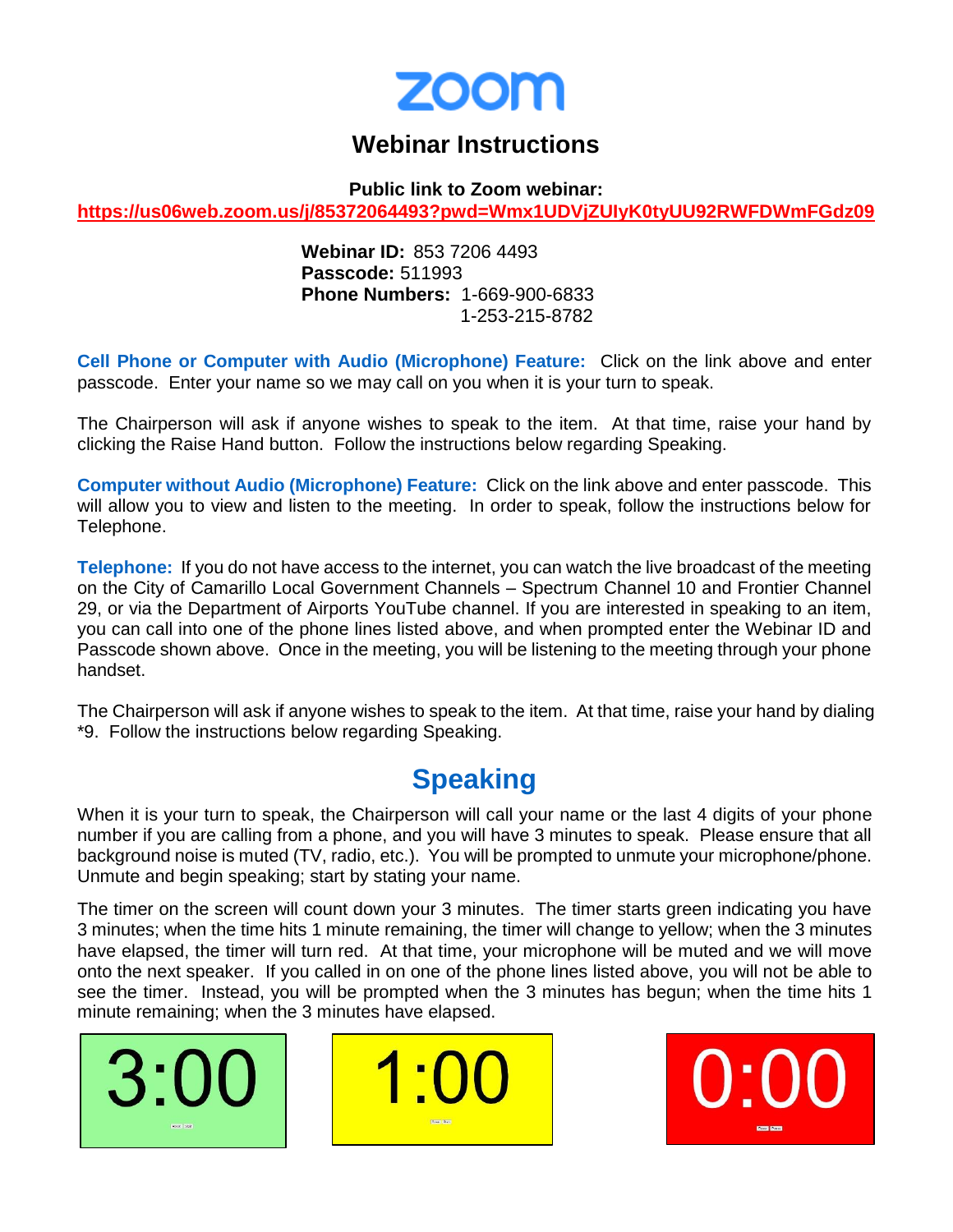zoom

# Webinar Instructions

**Public link to Zoom webinar:**
**https://us06web.zoom.us/j/85372064493?pwd=Wmx1UDVjZUlyK0tyUU92RWFDWmFGdz09**

**Webinar ID:** 853 7206 4493
**Passcode:** 511993
**Phone Numbers:** 1-669-900-6833
1-253-215-8782

**Cell Phone or Computer with Audio (Microphone) Feature:** Click on the link above and enter passcode. Enter your name so we may call on you when it is your turn to speak.

The Chairperson will ask if anyone wishes to speak to the item. At that time, raise your hand by clicking the Raise Hand button. Follow the instructions below regarding Speaking.

**Computer without Audio (Microphone) Feature:** Click on the link above and enter passcode. This will allow you to view and listen to the meeting. In order to speak, follow the instructions below for Telephone.

**Telephone:** If you do not have access to the internet, you can watch the live broadcast of the meeting on the City of Camarillo Local Government Channels – Spectrum Channel 10 and Frontier Channel 29, or via the Department of Airports YouTube channel. If you are interested in speaking to an item, you can call into one of the phone lines listed above, and when prompted enter the Webinar ID and Passcode shown above. Once in the meeting, you will be listening to the meeting through your phone handset.

The Chairperson will ask if anyone wishes to speak to the item. At that time, raise your hand by dialing *9. Follow the instructions below regarding Speaking.

## Speaking

When it is your turn to speak, the Chairperson will call your name or the last 4 digits of your phone number if you are calling from a phone, and you will have 3 minutes to speak. Please ensure that all background noise is muted (TV, radio, etc.). You will be prompted to unmute your microphone/phone. Unmute and begin speaking; start by stating your name.

The timer on the screen will count down your 3 minutes. The timer starts green indicating you have 3 minutes; when the time hits 1 minute remaining, the timer will change to yellow; when the 3 minutes have elapsed, the timer will turn red. At that time, your microphone will be muted and we will move onto the next speaker. If you called in on one of the phone lines listed above, you will not be able to see the timer. Instead, you will be prompted when the 3 minutes has begun; when the time hits 1 minute remaining; when the 3 minutes have elapsed.

3:00

1:00

0:00